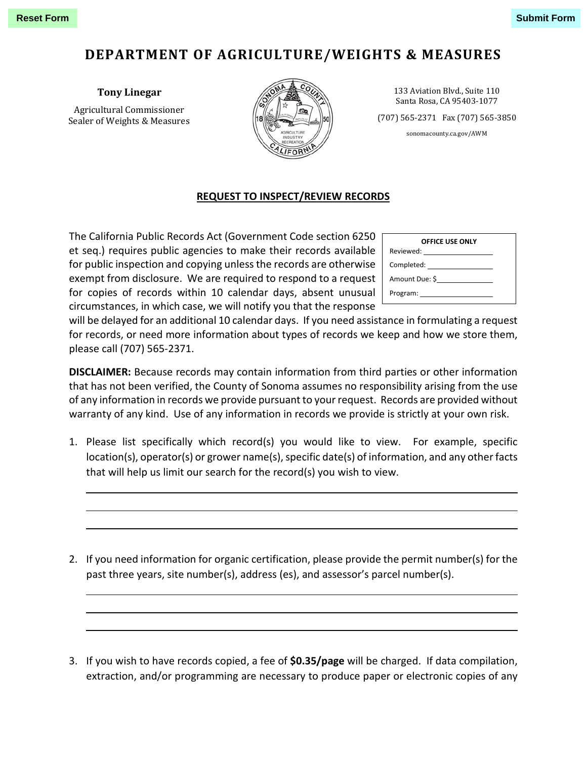Reset Form | Submit Form

# DEPARTMENT OF AGRICULTURE/WEIGHTS & MEASURES

**Tony Linegar**

Agricultural Commissioner
Sealer of Weights & Measures

133 Aviation Blvd., Suite 110
Santa Rosa, CA 95403-1077

(707) 565-2371 Fax (707) 565-3850

sonomacounty.ca.gov/AWM

## REQUEST TO INSPECT/REVIEW RECORDS

**OFFICE USE ONLY**

Reviewed: ____________________

Completed: ____________________

Amount Due: $____________________

Program: ____________________

The California Public Records Act (Government Code section 6250 et seq.) requires public agencies to make their records available for public inspection and copying unless the records are otherwise exempt from disclosure. We are required to respond to a request for copies of records within 10 calendar days, absent unusual circumstances, in which case, we will notify you that the response will be delayed for an additional 10 calendar days. If you need assistance in formulating a request for records, or need more information about types of records we keep and how we store them, please call (707) 565-2371.

**DISCLAIMER:** Because records may contain information from third parties or other information that has not been verified, the County of Sonoma assumes no responsibility arising from the use of any information in records we provide pursuant to your request. Records are provided without warranty of any kind. Use of any information in records we provide is strictly at your own risk.

1. Please list specifically which record(s) you would like to view. For example, specific location(s), operator(s) or grower name(s), specific date(s) of information, and any other facts that will help us limit our search for the record(s) you wish to view.

   ______________________________________________________________

   ______________________________________________________________

   ______________________________________________________________

2. If you need information for organic certification, please provide the permit number(s) for the past three years, site number(s), address (es), and assessor's parcel number(s).

   ______________________________________________________________

   ______________________________________________________________

   ______________________________________________________________

3. If you wish to have records copied, a fee of **$0.35/page** will be charged. If data compilation, extraction, and/or programming are necessary to produce paper or electronic copies of any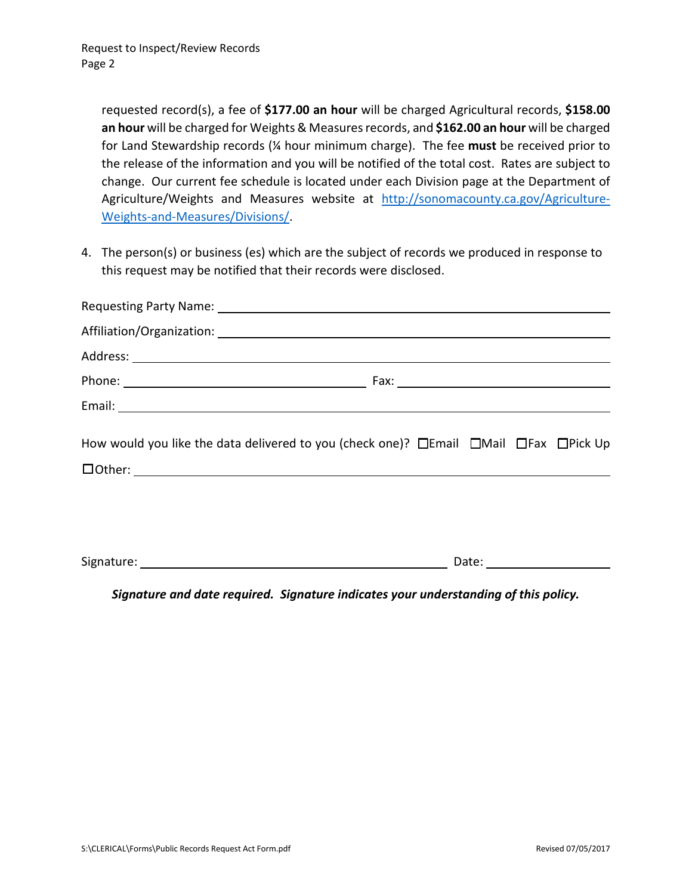requested record(s), a fee of **$177.00 an hour** will be charged Agricultural records, **$158.00 an hour** will be charged for Weights & Measures records, and **$162.00 an hour** will be charged for Land Stewardship records (¼ hour minimum charge). The fee **must** be received prior to the release of the information and you will be notified of the total cost. Rates are subject to change. Our current fee schedule is located under each Division page at the Department of Agriculture/Weights and Measures website at [http://sonomacounty.ca.gov/Agriculture-Weights-and-Measures/Divisions/](http://sonomacounty.ca.gov/Agriculture-Weights-and-Measures/Divisions/).

4. The person(s) or business (es) which are the subject of records we produced in response to this request may be notified that their records were disclosed.

Requesting Party Name: ______________________________________________

Affiliation/Organization: ______________________________________________

Address: ______________________________________________

Phone: ______________________ Fax: ______________________

Email: ______________________________________________

How would you like the data delivered to you (check one)? ☐Email ☐Mail ☐Fax ☐Pick Up

☐Other: ______________________________________________

Signature: ______________________________ Date: ______________

***Signature and date required. Signature indicates your understanding of this policy.***